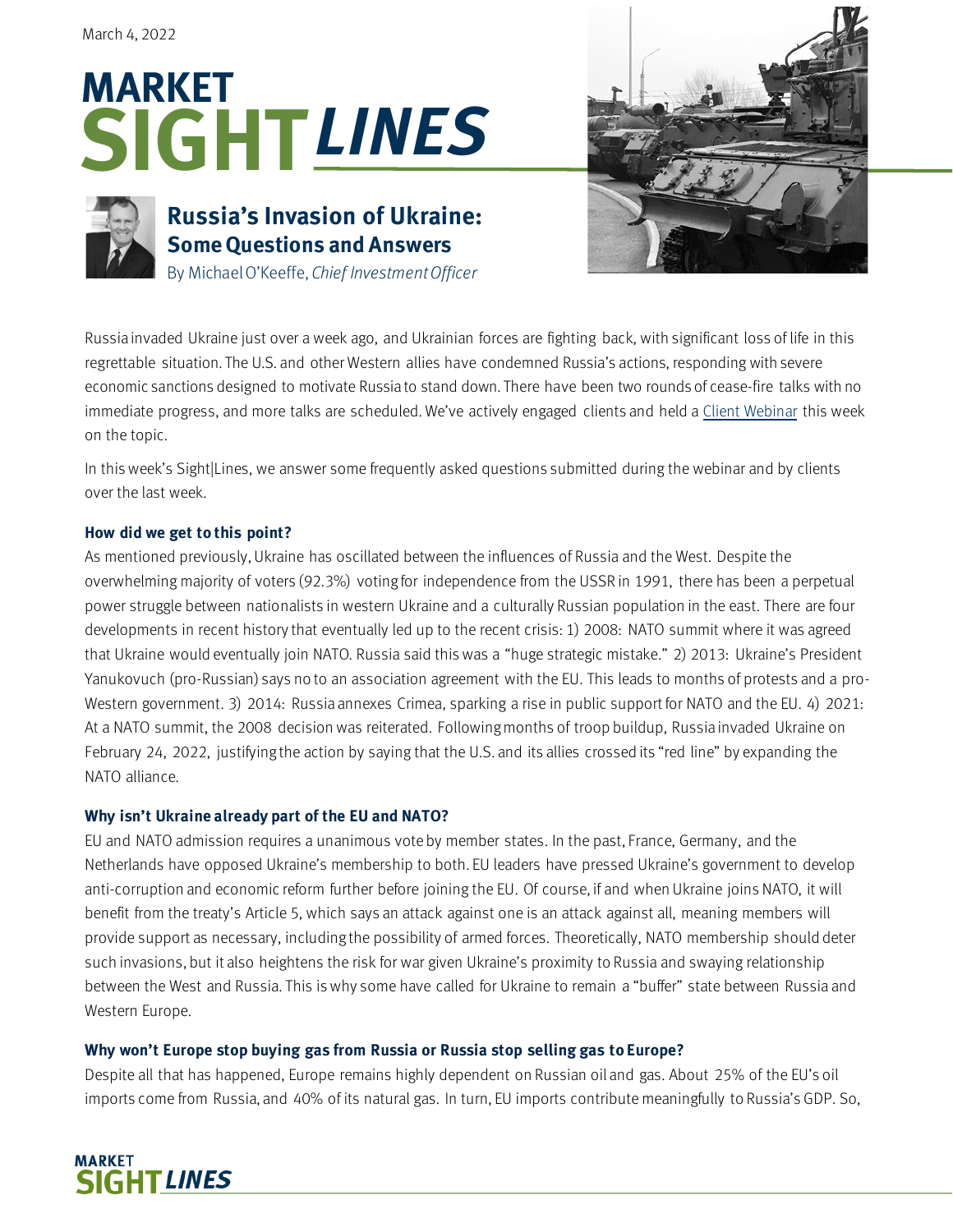March 4, 2022

# MARKET SIGHTLINES

## Russia's Invasion of Ukraine: Some Questions and Answers

By Michael O'Keeffe, *Chief Investment Officer*

Russia invaded Ukraine just over a week ago, and Ukrainian forces are fighting back, with significant loss of life in this regrettable situation. The U.S. and other Western allies have condemned Russia's actions, responding with severe economic sanctions designed to motivate Russia to stand down. There have been two rounds of cease-fire talks with no immediate progress, and more talks are scheduled. We've actively engaged clients and held a Client Webinar this week on the topic.

In this week's Sight|Lines, we answer some frequently asked questions submitted during the webinar and by clients over the last week.

### How did we get to this point?

As mentioned previously, Ukraine has oscillated between the influences of Russia and the West. Despite the overwhelming majority of voters (92.3%) voting for independence from the USSR in 1991, there has been a perpetual power struggle between nationalists in western Ukraine and a culturally Russian population in the east. There are four developments in recent history that eventually led up to the recent crisis: 1) 2008: NATO summit where it was agreed that Ukraine would eventually join NATO. Russia said this was a "huge strategic mistake." 2) 2013: Ukraine's President Yanukovuch (pro-Russian) says no to an association agreement with the EU. This leads to months of protests and a pro-Western government. 3) 2014: Russia annexes Crimea, sparking a rise in public support for NATO and the EU. 4) 2021: At a NATO summit, the 2008 decision was reiterated. Following months of troop buildup, Russia invaded Ukraine on February 24, 2022, justifying the action by saying that the U.S. and its allies crossed its "red line" by expanding the NATO alliance.

### Why isn't Ukraine already part of the EU and NATO?

EU and NATO admission requires a unanimous vote by member states. In the past, France, Germany, and the Netherlands have opposed Ukraine's membership to both. EU leaders have pressed Ukraine's government to develop anti-corruption and economic reform further before joining the EU. Of course, if and when Ukraine joins NATO, it will benefit from the treaty's Article 5, which says an attack against one is an attack against all, meaning members will provide support as necessary, including the possibility of armed forces. Theoretically, NATO membership should deter such invasions, but it also heightens the risk for war given Ukraine's proximity to Russia and swaying relationship between the West and Russia. This is why some have called for Ukraine to remain a "buffer" state between Russia and Western Europe.

### Why won't Europe stop buying gas from Russia or Russia stop selling gas to Europe?

Despite all that has happened, Europe remains highly dependent on Russian oil and gas. About 25% of the EU's oil imports come from Russia, and 40% of its natural gas. In turn, EU imports contribute meaningfully to Russia's GDP. So,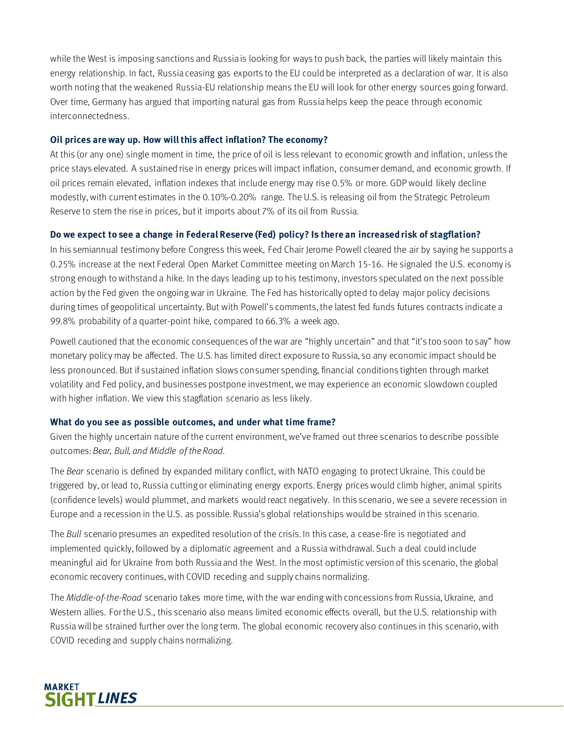while the West is imposing sanctions and Russia is looking for ways to push back, the parties will likely maintain this energy relationship. In fact, Russia ceasing gas exports to the EU could be interpreted as a declaration of war. It is also worth noting that the weakened Russia-EU relationship means the EU will look for other energy sources going forward. Over time, Germany has argued that importing natural gas from Russia helps keep the peace through economic interconnectedness.

**Oil prices are way up. How will this affect inflation? The economy?**

At this (or any one) single moment in time, the price of oil is less relevant to economic growth and inflation, unless the price stays elevated. A sustained rise in energy prices will impact inflation, consumer demand, and economic growth. If oil prices remain elevated, inflation indexes that include energy may rise 0.5% or more. GDP would likely decline modestly, with current estimates in the 0.10%-0.20% range. The U.S. is releasing oil from the Strategic Petroleum Reserve to stem the rise in prices, but it imports about 7% of its oil from Russia.

**Do we expect to see a change in Federal Reserve (Fed) policy? Is there an increased risk of stagflation?**

In his semiannual testimony before Congress this week, Fed Chair Jerome Powell cleared the air by saying he supports a 0.25% increase at the next Federal Open Market Committee meeting on March 15-16. He signaled the U.S. economy is strong enough to withstand a hike. In the days leading up to his testimony, investors speculated on the next possible action by the Fed given the ongoing war in Ukraine. The Fed has historically opted to delay major policy decisions during times of geopolitical uncertainty. But with Powell's comments, the latest fed funds futures contracts indicate a 99.8% probability of a quarter-point hike, compared to 66.3% a week ago.

Powell cautioned that the economic consequences of the war are "highly uncertain" and that "it's too soon to say" how monetary policy may be affected. The U.S. has limited direct exposure to Russia, so any economic impact should be less pronounced. But if sustained inflation slows consumer spending, financial conditions tighten through market volatility and Fed policy, and businesses postpone investment, we may experience an economic slowdown coupled with higher inflation. We view this stagflation scenario as less likely.

**What do you see as possible outcomes, and under what time frame?**

Given the highly uncertain nature of the current environment, we've framed out three scenarios to describe possible outcomes: *Bear, Bull, and Middle of the Road*.

The *Bear* scenario is defined by expanded military conflict, with NATO engaging to protect Ukraine. This could be triggered by, or lead to, Russia cutting or eliminating energy exports. Energy prices would climb higher, animal spirits (confidence levels) would plummet, and markets would react negatively. In this scenario, we see a severe recession in Europe and a recession in the U.S. as possible. Russia's global relationships would be strained in this scenario.

The *Bull* scenario presumes an expedited resolution of the crisis. In this case, a cease-fire is negotiated and implemented quickly, followed by a diplomatic agreement and a Russia withdrawal. Such a deal could include meaningful aid for Ukraine from both Russia and the West. In the most optimistic version of this scenario, the global economic recovery continues, with COVID receding and supply chains normalizing.

The *Middle-of-the-Road* scenario takes more time, with the war ending with concessions from Russia, Ukraine, and Western allies. For the U.S., this scenario also means limited economic effects overall, but the U.S. relationship with Russia will be strained further over the long term. The global economic recovery also continues in this scenario, with COVID receding and supply chains normalizing.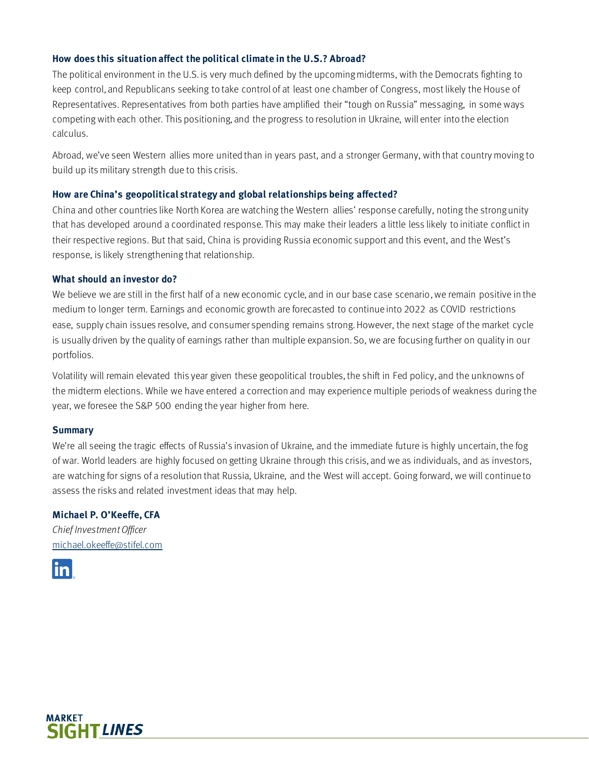**How does this situation affect the political climate in the U.S.? Abroad?**

The political environment in the U.S. is very much defined by the upcoming midterms, with the Democrats fighting to keep control, and Republicans seeking to take control of at least one chamber of Congress, most likely the House of Representatives. Representatives from both parties have amplified their "tough on Russia" messaging, in some ways competing with each other. This positioning, and the progress to resolution in Ukraine, will enter into the election calculus.

Abroad, we've seen Western allies more united than in years past, and a stronger Germany, with that country moving to build up its military strength due to this crisis.

**How are China's geopolitical strategy and global relationships being affected?**

China and other countries like North Korea are watching the Western allies' response carefully, noting the strong unity that has developed around a coordinated response. This may make their leaders a little less likely to initiate conflict in their respective regions. But that said, China is providing Russia economic support and this event, and the West's response, is likely strengthening that relationship.

**What should an investor do?**

We believe we are still in the first half of a new economic cycle, and in our base case scenario, we remain positive in the medium to longer term. Earnings and economic growth are forecasted to continue into 2022 as COVID restrictions ease, supply chain issues resolve, and consumer spending remains strong. However, the next stage of the market cycle is usually driven by the quality of earnings rather than multiple expansion. So, we are focusing further on quality in our portfolios.

Volatility will remain elevated this year given these geopolitical troubles, the shift in Fed policy, and the unknowns of the midterm elections. While we have entered a correction and may experience multiple periods of weakness during the year, we foresee the S&P 500 ending the year higher from here.

**Summary**

We're all seeing the tragic effects of Russia's invasion of Ukraine, and the immediate future is highly uncertain, the fog of war. World leaders are highly focused on getting Ukraine through this crisis, and we as individuals, and as investors, are watching for signs of a resolution that Russia, Ukraine, and the West will accept. Going forward, we will continue to assess the risks and related investment ideas that may help.

**Michael P. O'Keeffe, CFA**
*Chief Investment Officer*
michael.okeeffe@stifel.com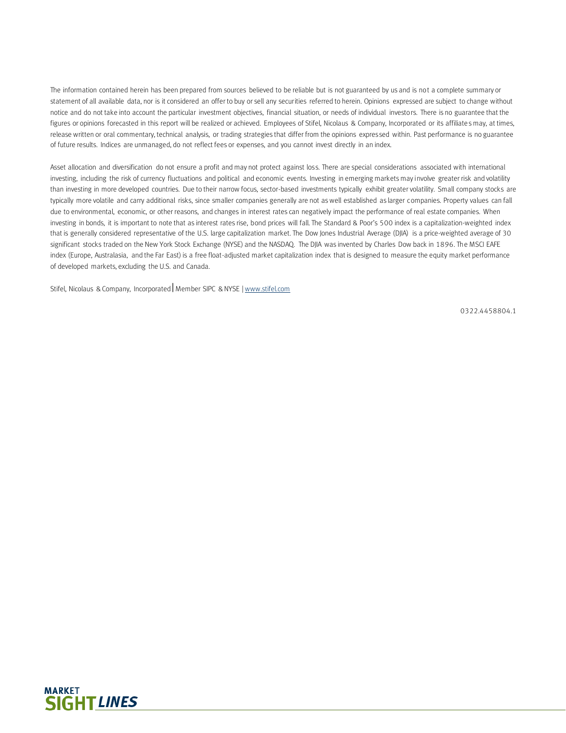The information contained herein has been prepared from sources believed to be reliable but is not guaranteed by us and is not a complete summary or statement of all available data, nor is it considered an offer to buy or sell any securities referred to herein. Opinions expressed are subject to change without notice and do not take into account the particular investment objectives, financial situation, or needs of individual investors. There is no guarantee that the figures or opinions forecasted in this report will be realized or achieved. Employees of Stifel, Nicolaus & Company, Incorporated or its affiliates may, at times, release written or oral commentary, technical analysis, or trading strategies that differ from the opinions expressed within. Past performance is no guarantee of future results. Indices are unmanaged, do not reflect fees or expenses, and you cannot invest directly in an index.

Asset allocation and diversification do not ensure a profit and may not protect against loss. There are special considerations associated with international investing, including the risk of currency fluctuations and political and economic events. Investing in emerging markets may involve greater risk and volatility than investing in more developed countries. Due to their narrow focus, sector-based investments typically exhibit greater volatility. Small company stocks are typically more volatile and carry additional risks, since smaller companies generally are not as well established as larger companies. Property values can fall due to environmental, economic, or other reasons, and changes in interest rates can negatively impact the performance of real estate companies. When investing in bonds, it is important to note that as interest rates rise, bond prices will fall. The Standard & Poor's 500 index is a capitalization-weighted index that is generally considered representative of the U.S. large capitalization market. The Dow Jones Industrial Average (DJIA) is a price-weighted average of 30 significant stocks traded on the New York Stock Exchange (NYSE) and the NASDAQ. The DJIA was invented by Charles Dow back in 1896. The MSCI EAFE index (Europe, Australasia, and the Far East) is a free float-adjusted market capitalization index that is designed to measure the equity market performance of developed markets, excluding the U.S. and Canada.

Stifel, Nicolaus & Company, Incorporated | Member SIPC & NYSE | www.stifel.com

0322.4458804.1